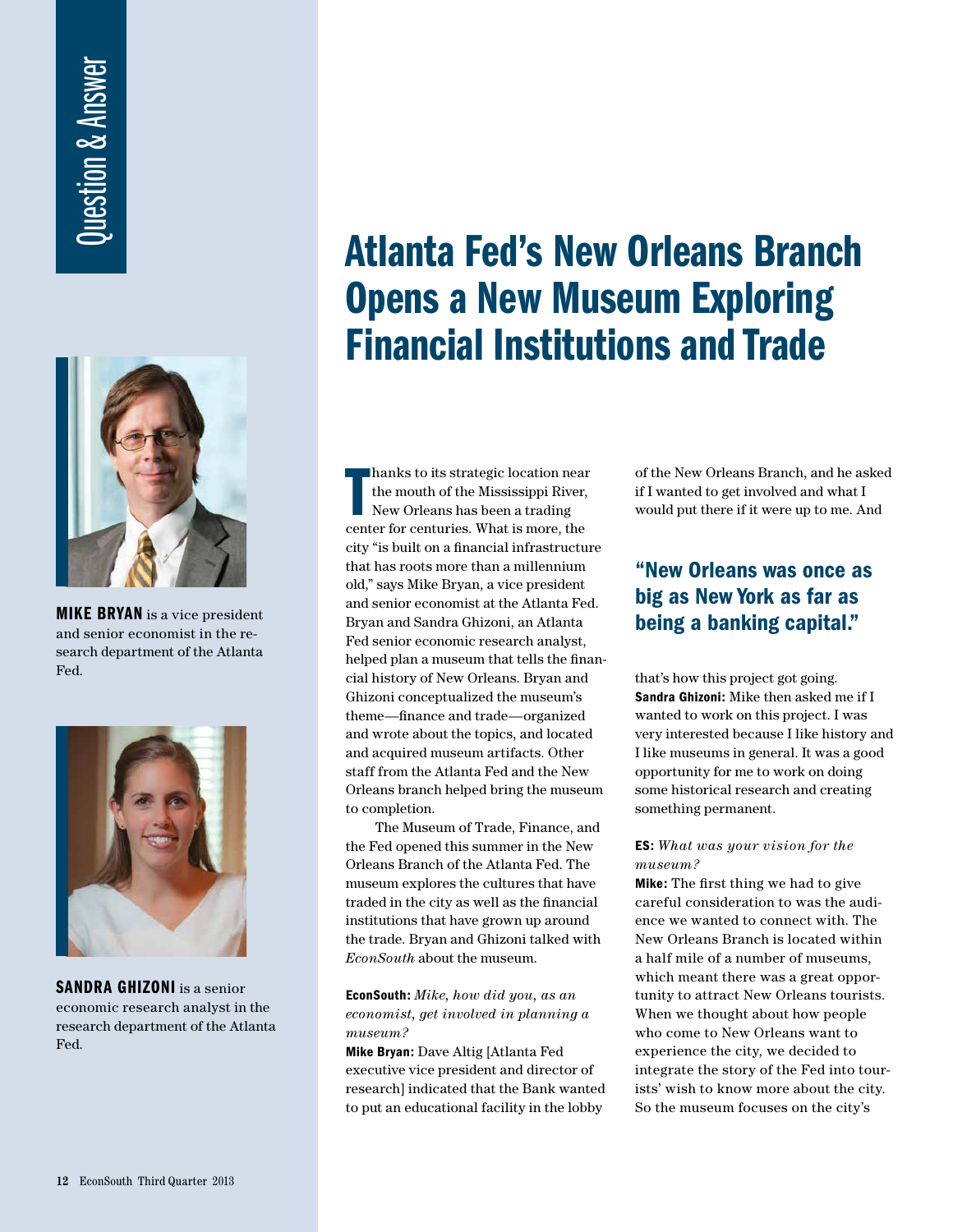Question & Answer

# Atlanta Fed's New Orleans Branch Opens a New Museum Exploring Financial Institutions and Trade

**MIKE BRYAN** is a vice president and senior economist in the research department of the Atlanta Fed.

**SANDRA GHIZONI** is a senior economic research analyst in the research department of the Atlanta Fed.

Thanks to its strategic location near the mouth of the Mississippi River, New Orleans has been a trading center for centuries. What is more, the city "is built on a financial infrastructure that has roots more than a millennium old," says Mike Bryan, a vice president and senior economist at the Atlanta Fed. Bryan and Sandra Ghizoni, an Atlanta Fed senior economic research analyst, helped plan a museum that tells the financial history of New Orleans. Bryan and Ghizoni conceptualized the museum's theme—finance and trade—organized and wrote about the topics, and located and acquired museum artifacts. Other staff from the Atlanta Fed and the New Orleans branch helped bring the museum to completion.

The Museum of Trade, Finance, and the Fed opened this summer in the New Orleans Branch of the Atlanta Fed. The museum explores the cultures that have traded in the city as well as the financial institutions that have grown up around the trade. Bryan and Ghizoni talked with *EconSouth* about the museum.

**EconSouth:** *Mike, how did you, as an economist, get involved in planning a museum?*

**Mike Bryan:** Dave Altig [Atlanta Fed executive vice president and director of research] indicated that the Bank wanted to put an educational facility in the lobby of the New Orleans Branch, and he asked if I wanted to get involved and what I would put there if it were up to me. And that's how this project got going.

> **"New Orleans was once as big as New York as far as being a banking capital."**

**Sandra Ghizoni:** Mike then asked me if I wanted to work on this project. I was very interested because I like history and I like museums in general. It was a good opportunity for me to work on doing some historical research and creating something permanent.

**ES:** *What was your vision for the museum?*

**Mike:** The first thing we had to give careful consideration to was the audience we wanted to connect with. The New Orleans Branch is located within a half mile of a number of museums, which meant there was a great opportunity to attract New Orleans tourists. When we thought about how people who come to New Orleans want to experience the city, we decided to integrate the story of the Fed into tourists' wish to know more about the city. So the museum focuses on the city's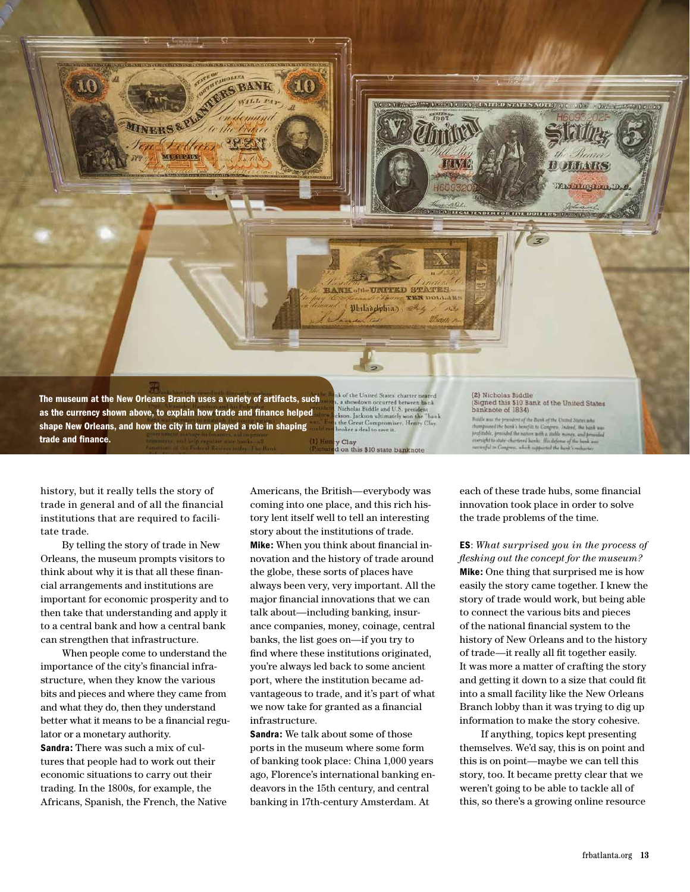The museum at the New Orleans Branch uses a variety of artifacts, such as the currency shown above, to explain how trade and finance helped shape New Orleans, and how the city in turn played a role in shaping trade and finance.

history, but it really tells the story of trade in general and of all the financial institutions that are required to facilitate trade.

By telling the story of trade in New Orleans, the museum prompts visitors to think about why it is that all these financial arrangements and institutions are important for economic prosperity and to then take that understanding and apply it to a central bank and how a central bank can strengthen that infrastructure.

When people come to understand the importance of the city's financial infrastructure, when they know the various bits and pieces and where they came from and what they do, then they understand better what it means to be a financial regulator or a monetary authority.

**Sandra:** There was such a mix of cultures that people had to work out their economic situations to carry out their trading. In the 1800s, for example, the Africans, Spanish, the French, the Native Americans, the British—everybody was coming into one place, and this rich history lent itself well to tell an interesting story about the institutions of trade.

**Mike:** When you think about financial innovation and the history of trade around the globe, these sorts of places have always been very, very important. All the major financial innovations that we can talk about—including banking, insurance companies, money, coinage, central banks, the list goes on—if you try to find where these institutions originated, you're always led back to some ancient port, where the institution became advantageous to trade, and it's part of what we now take for granted as a financial infrastructure.

**Sandra:** We talk about some of those ports in the museum where some form of banking took place: China 1,000 years ago, Florence's international banking endeavors in the 15th century, and central banking in 17th-century Amsterdam. At each of these trade hubs, some financial innovation took place in order to solve the trade problems of the time.

**ES**: *What surprised you in the process of fleshing out the concept for the museum?*

**Mike:** One thing that surprised me is how easily the story came together. I knew the story of trade would work, but being able to connect the various bits and pieces of the national financial system to the history of New Orleans and to the history of trade—it really all fit together easily. It was more a matter of crafting the story and getting it down to a size that could fit into a small facility like the New Orleans Branch lobby than it was trying to dig up information to make the story cohesive.

If anything, topics kept presenting themselves. We'd say, this is on point and this is on point—maybe we can tell this story, too. It became pretty clear that we weren't going to be able to tackle all of this, so there's a growing online resource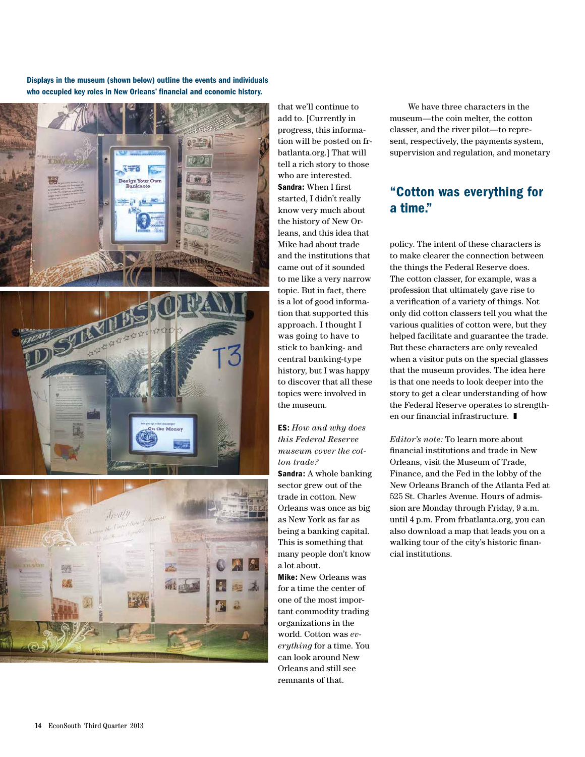Displays in the museum (shown below) outline the events and individuals who occupied key roles in New Orleans' financial and economic history.

that we'll continue to add to. [Currently in progress, this information will be posted on frbatlanta.org.] That will tell a rich story to those who are interested.

**Sandra:** When I first started, I didn't really know very much about the history of New Orleans, and this idea that Mike had about trade and the institutions that came out of it sounded to me like a very narrow topic. But in fact, there is a lot of good information that supported this approach. I thought I was going to have to stick to banking- and central banking-type history, but I was happy to discover that all these topics were involved in the museum.

**ES:** *How and why does this Federal Reserve museum cover the cotton trade?*

**Sandra:** A whole banking sector grew out of the trade in cotton. New Orleans was once as big as New York as far as being a banking capital. This is something that many people don't know a lot about.

**Mike:** New Orleans was for a time the center of one of the most important commodity trading organizations in the world. Cotton was *everything* for a time. You can look around New Orleans and still see remnants of that.

We have three characters in the museum—the coin melter, the cotton classer, and the river pilot—to represent, respectively, the payments system, supervision and regulation, and monetary policy. The intent of these characters is to make clearer the connection between the things the Federal Reserve does. The cotton classer, for example, was a profession that ultimately gave rise to a verification of a variety of things. Not only did cotton classers tell you what the various qualities of cotton were, but they helped facilitate and guarantee the trade. But these characters are only revealed when a visitor puts on the special glasses that the museum provides. The idea here is that one needs to look deeper into the story to get a clear understanding of how the Federal Reserve operates to strengthen our financial infrastructure. ∎

## "Cotton was everything for a time."

*Editor's note:* To learn more about financial institutions and trade in New Orleans, visit the Museum of Trade, Finance, and the Fed in the lobby of the New Orleans Branch of the Atlanta Fed at 525 St. Charles Avenue. Hours of admission are Monday through Friday, 9 a.m. until 4 p.m. From frbatlanta.org, you can also download a map that leads you on a walking tour of the city's historic financial institutions.